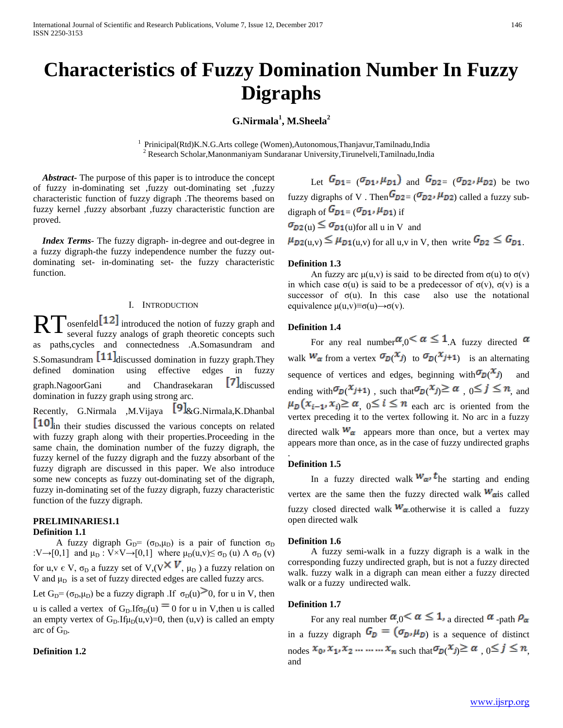# Characteristics of Fuzzy Domination Number In Fuzzy Digraphs

**G.Nirmala[1], M.Sheela[2]**

[1] Prinicipal(Rtd)K.N.G.Arts college (Women),Autonomous,Thanjavur,Tamilnadu,India
[2] Research Scholar,Manonmaniyam Sundaranar University,Tirunelveli,Tamilnadu,India

***Abstract***- The purpose of this paper is to introduce the concept of fuzzy in-dominating set ,fuzzy out-dominating set ,fuzzy characteristic function of fuzzy digraph .The theorems based on fuzzy kernel ,fuzzy absorbant ,fuzzy characteristic function are proved.

***Index Terms***- The fuzzy digraph- in-degree and out-degree in a fuzzy digraph-the fuzzy independence number the fuzzy out-dominating set- in-dominating set- the fuzzy characteristic function.

## I. Introduction

RT osenfeld[12] introduced the notion of fuzzy graph and several fuzzy analogs of graph theoretic concepts such as paths,cycles and connectedness .A.Somasundram and S.Somasundram [11]discussed domination in fuzzy graph.They defined domination using effective edges in fuzzy graph.NagoorGani and Chandrasekaran [7]discussed domination in fuzzy graph using strong arc.

Recently, G.Nirmala ,M.Vijaya [9]&G.Nirmala,K.Dhanbal [10]in their studies discussed the various concepts on related with fuzzy graph along with their properties.Proceeding in the same chain, the domination number of the fuzzy digraph, the fuzzy kernel of the fuzzy digraph and the fuzzy absorbant of the fuzzy digraph are discussed in this paper. We also introduce some new concepts as fuzzy out-dominating set of the digraph, fuzzy in-dominating set of the fuzzy digraph, fuzzy characteristic function of the fuzzy digraph.

**PRELIMINARIES1.1**

**Definition 1.1**

A fuzzy digraph $G_D = (\sigma_D, \mu_D)$ is a pair of function $\sigma_D : V \rightarrow [0,1]$ and $\mu_D : V \times V \rightarrow [0,1]$ where $\mu_D(u,v) \leq \sigma_D(u) \wedge \sigma_D(v)$ for $u,v \in V$, $\sigma_D$ a fuzzy set of V,($V \times V$, $\mu_D$ ) a fuzzy relation on V and $\mu_D$ is a set of fuzzy directed edges are called fuzzy arcs.

Let $G_D = (\sigma_D, \mu_D)$ be a fuzzy digraph .If $\sigma_D(u) > 0$, for u in V, then u is called a vertex of $G_D$.If$\sigma_D(u) = 0$ for u in V,then u is called an empty vertex of $G_D$.If$\mu_D(u,v)=0$, then (u,v) is called an empty arc of $G_D$.

**Definition 1.2**

Let $G_{D1} = (\sigma_{D1}, \mu_{D1})$ and $G_{D2} = (\sigma_{D2}, \mu_{D2})$ be two fuzzy digraphs of V . Then$G_{D2} = (\sigma_{D2}, \mu_{D2})$ called a fuzzy sub-digraph of $G_{D1} = (\sigma_{D1}, \mu_{D1})$ if

$\sigma_{D2}(u) \leq \sigma_{D1}(u)$for all u in V and

$\mu_{D2}(u,v) \leq \mu_{D1}(u,v)$ for all u,v in V, then write $G_{D2} \leq G_{D1}$.

**Definition 1.3**

An fuzzy arc $\mu(u,v)$ is said to be directed from $\sigma(u)$ to $\sigma(v)$ in which case $\sigma(u)$ is said to be a predecessor of $\sigma(v)$, $\sigma(v)$ is a successor of $\sigma(u)$. In this case also use the notational equivalence $\mu(u,v) \equiv \sigma(u) \rightarrow \sigma(v)$.

**Definition 1.4**

For any real number$\alpha$,$0 < \alpha \leq 1$.A fuzzy directed $\alpha$ walk $w_\alpha$ from a vertex $\sigma_D(x_j)$ to $\sigma_D(x_{j+1})$ is an alternating sequence of vertices and edges, beginning with$\sigma_D(x_j)$ and ending with$\sigma_D(x_{j+1})$ , such that$\sigma_D(x_j) \geq \alpha$ , $0 \leq j \leq n$, and $\mu_D(x_{i-1}, x_i) \geq \alpha$, $0 \leq i \leq n$ each arc is oriented from the vertex preceding it to the vertex following it. No arc in a fuzzy directed walk $w_\alpha$ appears more than once, but a vertex may appears more than once, as in the case of fuzzy undirected graphs .

**Definition 1.5**

In a fuzzy directed walk $w_\alpha$, the starting and ending vertex are the same then the fuzzy directed walk $w_\alpha$is called fuzzy closed directed walk $w_\alpha$.otherwise it is called a fuzzy open directed walk

**Definition 1.6**

A fuzzy semi-walk in a fuzzy digraph is a walk in the corresponding fuzzy undirected graph, but is not a fuzzy directed walk. fuzzy walk in a digraph can mean either a fuzzy directed walk or a fuzzy undirected walk.

**Definition 1.7**

For any real number $\alpha$,$0 < \alpha \leq 1$, a directed $\alpha$ -path $\rho_\alpha$ in a fuzzy digraph $G_D = (\sigma_D, \mu_D)$ is a sequence of distinct nodes $x_0, x_1, x_2 \dots \dots \dots x_n$ such that$\sigma_D(x_j) \geq \alpha$ , $0 \leq j \leq n$, and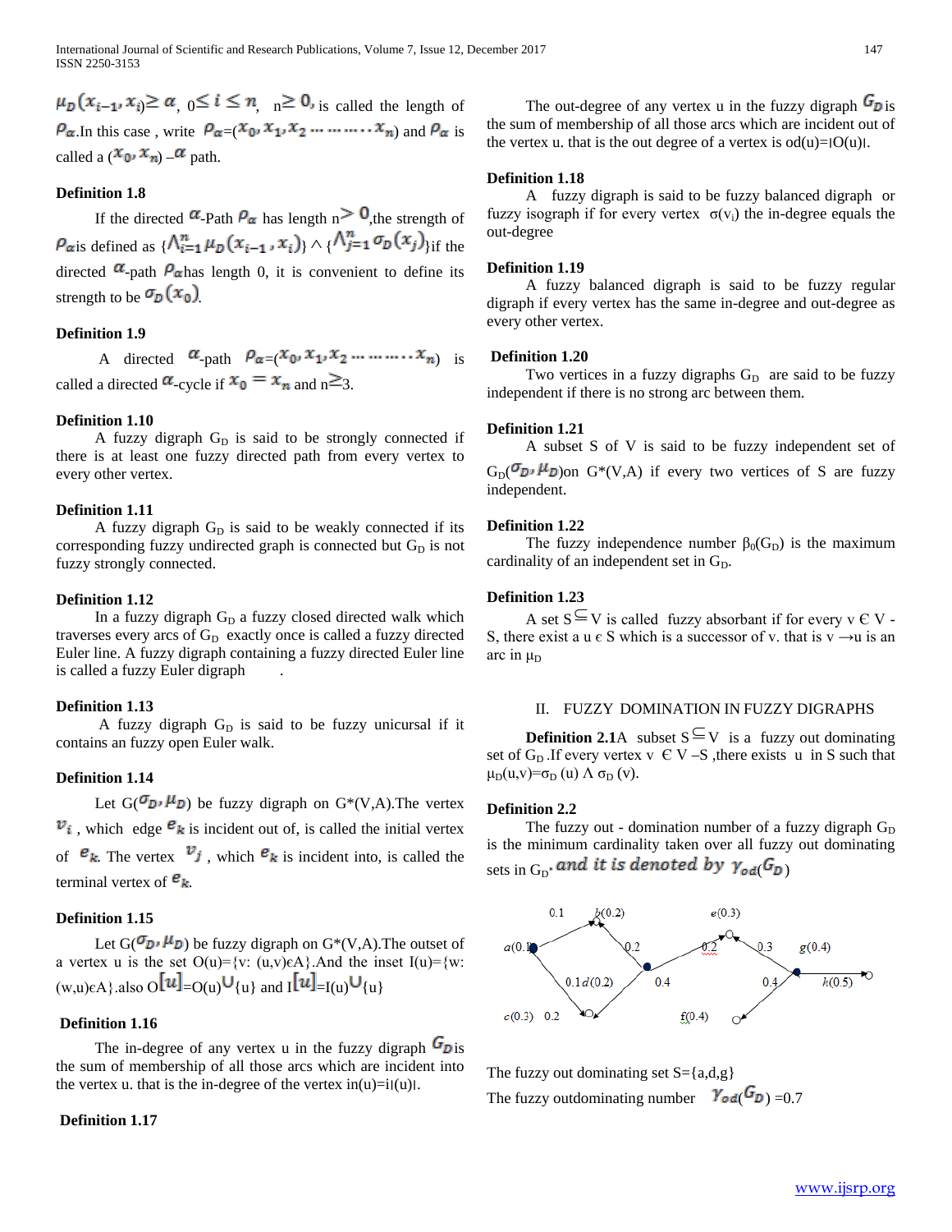$\mu_D(x_{i-1}, x_i) \geq \alpha$, $0 \leq i \leq n$, $n \geq 0$, is called the length of $\rho_\alpha$. In this case, write $\rho_\alpha = (x_0, x_1, x_2 \cdots\cdots\cdots x_n)$ and $\rho_\alpha$ is called a $(x_0, x_n)$ –$\alpha$ path.

**Definition 1.8**

If the directed $\alpha$-Path $\rho_\alpha$ has length $n > 0$, the strength of $\rho_\alpha$ is defined as $\{\bigwedge_{i=1}^{n} \mu_D(x_{i-1}, x_i)\} \wedge \{\bigwedge_{j=1}^{n} \sigma_D(x_j)\}$ if the directed $\alpha$-path $\rho_\alpha$ has length 0, it is convenient to define its strength to be $\sigma_D(x_0)$.

**Definition 1.9**

A directed $\alpha$-path $\rho_\alpha = (x_0, x_1, x_2 \cdots\cdots\cdots x_n)$ is called a directed $\alpha$-cycle if $x_0 = x_n$ and $n \geq 3$.

**Definition 1.10**

A fuzzy digraph $G_D$ is said to be strongly connected if there is at least one fuzzy directed path from every vertex to every other vertex.

**Definition 1.11**

A fuzzy digraph $G_D$ is said to be weakly connected if its corresponding fuzzy undirected graph is connected but $G_D$ is not fuzzy strongly connected.

**Definition 1.12**

In a fuzzy digraph $G_D$ a fuzzy closed directed walk which traverses every arcs of $G_D$ exactly once is called a fuzzy directed Euler line. A fuzzy digraph containing a fuzzy directed Euler line is called a fuzzy Euler digraph .

**Definition 1.13**

A fuzzy digraph $G_D$ is said to be fuzzy unicursal if it contains an fuzzy open Euler walk.

**Definition 1.14**

Let $G(\sigma_D, \mu_D)$ be fuzzy digraph on $G^*(V,A)$. The vertex $v_i$, which edge $e_k$ is incident out of, is called the initial vertex of $e_k$. The vertex $v_j$, which $e_k$ is incident into, is called the terminal vertex of $e_k$.

**Definition 1.15**

Let $G(\sigma_D, \mu_D)$ be fuzzy digraph on $G^*(V,A)$. The outset of a vertex u is the set $O(u)=\{v: (u,v) \in A\}$. And the inset $I(u)=\{w: (w,u) \in A\}$. also $O[u]=O(u) \cup \{u\}$ and $I[u]=I(u) \cup \{u\}$

**Definition 1.16**

The in-degree of any vertex u in the fuzzy digraph $G_D$ is the sum of membership of all those arcs which are incident into the vertex u. that is the in-degree of the vertex $in(u)=i|(u)|$.

**Definition 1.17**

The out-degree of any vertex u in the fuzzy digraph $G_D$ is the sum of membership of all those arcs which are incident out of the vertex u. that is the out degree of a vertex is $od(u)=|O(u)|$.

**Definition 1.18**

A fuzzy digraph is said to be fuzzy balanced digraph or fuzzy isograph if for every vertex $\sigma(v_i)$ the in-degree equals the out-degree

**Definition 1.19**

A fuzzy balanced digraph is said to be fuzzy regular digraph if every vertex has the same in-degree and out-degree as every other vertex.

**Definition 1.20**

Two vertices in a fuzzy digraphs $G_D$ are said to be fuzzy independent if there is no strong arc between them.

**Definition 1.21**

A subset S of V is said to be fuzzy independent set of $G_D(\sigma_D, \mu_D)$ on $G^*(V,A)$ if every two vertices of S are fuzzy independent.

**Definition 1.22**

The fuzzy independence number $\beta_0(G_D)$ is the maximum cardinality of an independent set in $G_D$.

**Definition 1.23**

A set $S \subseteq V$ is called fuzzy absorbant if for every $v \in V - S$, there exist a $u \in S$ which is a successor of v. that is $v \to u$ is an arc in $\mu_D$

## II. FUZZY DOMINATION IN FUZZY DIGRAPHS

**Definition 2.1** A subset $S \subseteq V$ is a fuzzy out dominating set of $G_D$. If every vertex $v \in V - S$, there exists u in S such that $\mu_D(u,v)=\sigma_D(u) \wedge \sigma_D(v)$.

**Definition 2.2**

The fuzzy out - domination number of a fuzzy digraph $G_D$ is the minimum cardinality taken over all fuzzy out dominating sets in $G_D$. *and it is denoted by* $\gamma_{od}(G_D)$

The fuzzy out dominating set S={a,d,g}

The fuzzy outdominating number $\gamma_{od}(G_D)$ =0.7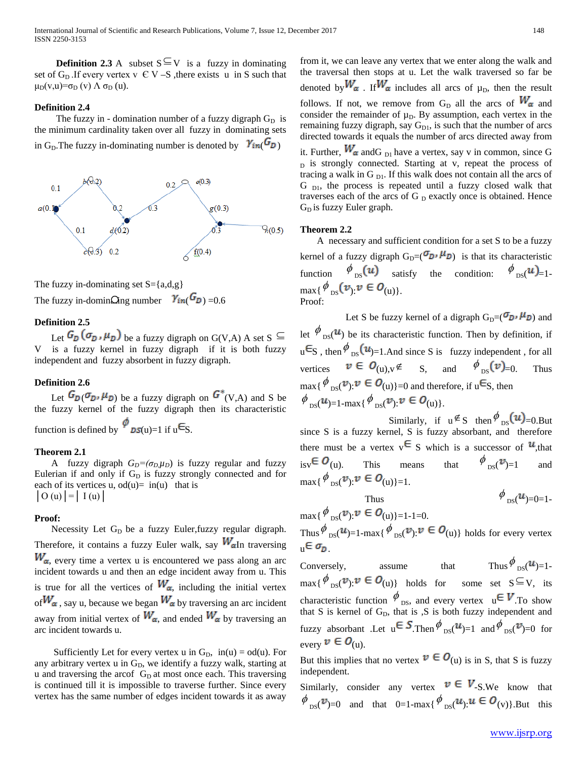**Definition 2.3** A subset $S \subseteq V$ is a fuzzy in dominating set of $G_D$. If every vertex $v \in V - S$, there exists $u$ in $S$ such that $\mu_D(v,u) = \sigma_D(v) \wedge \sigma_D(u)$.

**Definition 2.4**

The fuzzy in - domination number of a fuzzy digraph $G_D$ is the minimum cardinality taken over all fuzzy in dominating sets in $G_D$. The fuzzy in-dominating number is denoted by $\gamma_{in}(G_D)$

The fuzzy in-dominating set S={a,d,g}

The fuzzy in-dominating number $\gamma_{in}(G_D)$ =0.6

**Definition 2.5**

Let $G_D(\sigma_D, \mu_D)$ be a fuzzy digraph on G(V,A) A set $S \subseteq V$ is a fuzzy kernel in fuzzy digraph if it is both fuzzy independent and fuzzy absorbent in fuzzy digraph.

**Definition 2.6**

Let $G_D(\sigma_D, \mu_D)$ be a fuzzy digraph on $G^*$(V,A) and S be the fuzzy kernel of the fuzzy digraph then its characteristic function is defined by $\phi_{DS}(u)=1$ if $u \in S$.

**Theorem 2.1**

A fuzzy digraph $G_D=(\sigma_D,\mu_D)$ is fuzzy regular and fuzzy Eulerian if and only if $G_D$ is fuzzy strongly connected and for each of its vertices u, od(u)= in(u) that is

$|O(u)| = |I(u)|$

**Proof:**

Necessity Let $G_D$ be a fuzzy Euler,fuzzy regular digraph. Therefore, it contains a fuzzy Euler walk, say $W_\alpha$ In traversing $W_\alpha$, every time a vertex u is encountered we pass along an arc incident towards u and then an edge incident away from u. This is true for all the vertices of $W_\alpha$, including the initial vertex of $W_\alpha$, say u, because we began $W_\alpha$ by traversing an arc incident away from initial vertex of $W_\alpha$, and ended $W_\alpha$ by traversing an arc incident towards u.

Sufficiently Let for every vertex u in $G_D$, in(u) = od(u). For any arbitrary vertex u in $G_D$, we identify a fuzzy walk, starting at u and traversing the arcof $G_D$ at most once each. This traversing is continued till it is impossible to traverse further. Since every vertex has the same number of edges incident towards it as away from it, we can leave any vertex that we enter along the walk and the traversal then stops at u. Let the walk traversed so far be denoted by $W_\alpha$. If $W_\alpha$ includes all arcs of $\mu_D$, then the result follows. If not, we remove from $G_D$ all the arcs of $W_\alpha$ and consider the remainder of $\mu_D$. By assumption, each vertex in the remaining fuzzy digraph, say $G_{D1}$, is such that the number of arcs directed towards it equals the number of arcs directed away from it. Further, $W_\alpha$ and $G_{D1}$ have a vertex, say v in common, since $G_D$ is strongly connected. Starting at v, repeat the process of tracing a walk in $G_{D1}$. If this walk does not contain all the arcs of $G_{D1}$, the process is repeated until a fuzzy closed walk that traverses each of the arcs of $G_D$ exactly once is obtained. Hence $G_D$ is fuzzy Euler graph.

**Theorem 2.2**

A necessary and sufficient condition for a set S to be a fuzzy kernel of a fuzzy digraph $G_D=(\sigma_D, \mu_D)$ is that its characteristic function $\phi_{DS}(u)$ satisfy the condition: $\phi_{DS}(u)=1-\max\{\phi_{DS}(v): v \in O(u)\}$.

Proof:

Let S be fuzzy kernel of a digraph $G_D=(\sigma_D, \mu_D)$ and let $\phi_{DS}(u)$ be its characteristic function. Then by definition, if $u \in S$, then $\phi_{DS}(u)=1$. And since S is fuzzy independent, for all vertices $v \in O(u), v \notin S$, and $\phi_{DS}(v)=0$. Thus $\max\{\phi_{DS}(v): v \in O(u)\}=0$ and therefore, if $u \in S$, then $\phi_{DS}(u)=1-\max\{\phi_{DS}(v): v \in O(u)\}$.

Similarly, if $u \notin S$ then $\phi_{DS}(u)=0$. But since S is a fuzzy kernel, S is fuzzy absorbant, and therefore there must be a vertex $v \in S$ which is a successor of $u$, that is $v \in O(u)$. This means that $\phi_{DS}(v)=1$ and $\max\{\phi_{DS}(v): v \in O(u)\}=1$.

Thus $\phi_{DS}(u)=0=1-\max\{\phi_{DS}(v): v \in O(u)\}=1-1=0$.

Thus $\phi_{DS}(u)=1-\max\{\phi_{DS}(v): v \in O(u)\}$ holds for every vertex $u \in \sigma_D$.

Conversely, assume that Thus $\phi_{DS}(u)=1-\max\{\phi_{DS}(v): v \in O(u)\}$ holds for some set $S \subseteq V$, its characteristic function $\phi_{DS}$, and every vertex $u \in V$. To show that S is kernel of $G_D$, that is ,S is both fuzzy independent and fuzzy absorbant .Let $u \in S$. Then $\phi_{DS}(u)=1$ and $\phi_{DS}(v)=0$ for every $v \in O(u)$.

But this implies that no vertex $v \in O(u)$ is in S, that S is fuzzy independent.

Similarly, consider any vertex $v \in V-S$. We know that $\phi_{DS}(v)=0$ and that $0=1-\max\{\phi_{DS}(u): u \in O(v)\}$. But this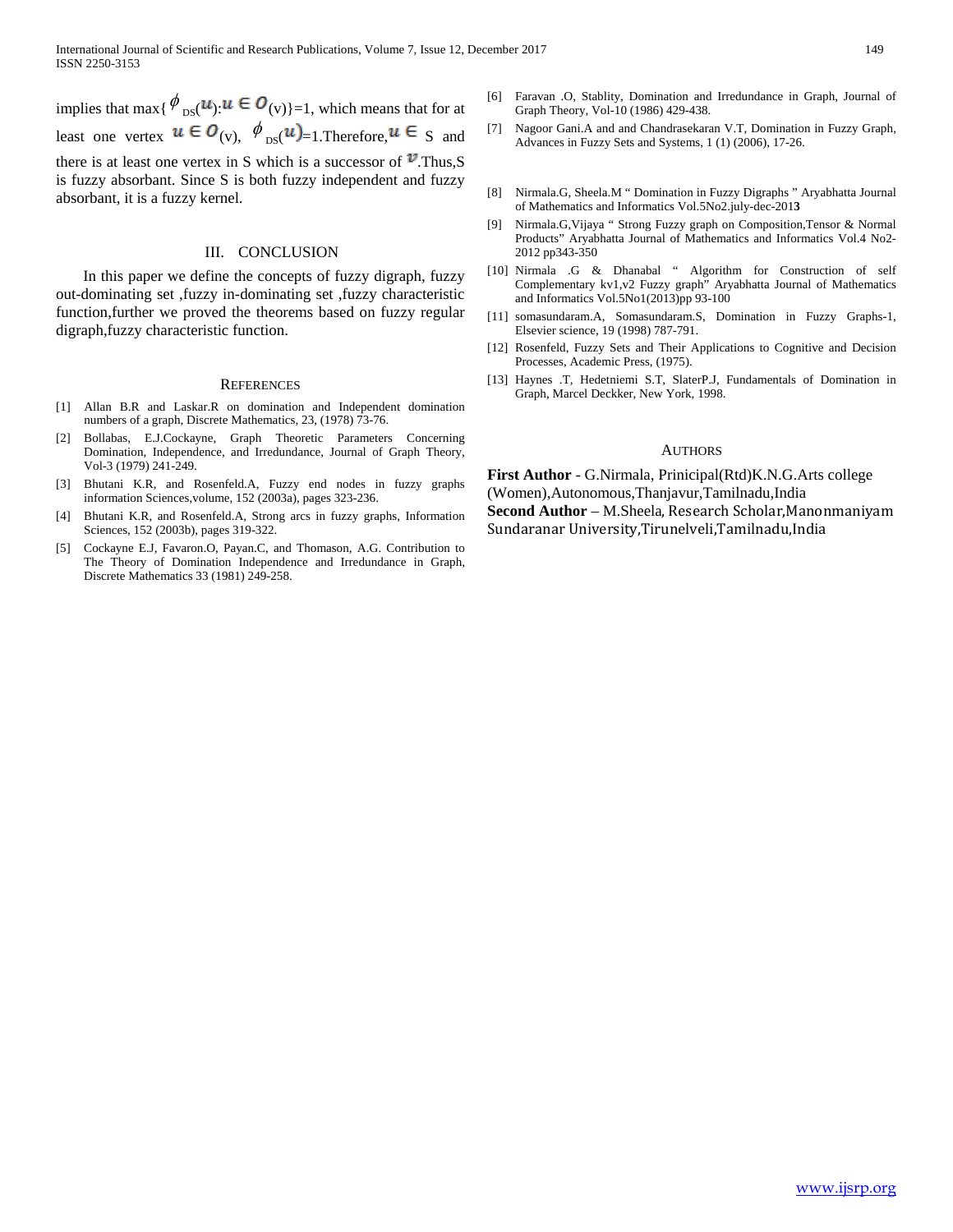implies that max{ $\phi_{DS}(u)$: $u \in O(v)$}=1, which means that for at least one vertex $u \in O(v)$, $\phi_{DS}(u)$=1.Therefore, $u \in$ S and there is at least one vertex in S which is a successor of $v$.Thus,S is fuzzy absorbant. Since S is both fuzzy independent and fuzzy absorbant, it is a fuzzy kernel.

## III. CONCLUSION

In this paper we define the concepts of fuzzy digraph, fuzzy out-dominating set ,fuzzy in-dominating set ,fuzzy characteristic function,further we proved the theorems based on fuzzy regular digraph,fuzzy characteristic function.

## REFERENCES

[1] Allan B.R and Laskar.R on domination and Independent domination numbers of a graph, Discrete Mathematics, 23, (1978) 73-76.

[2] Bollabas, E.J.Cockayne, Graph Theoretic Parameters Concerning Domination, Independence, and Irredundance, Journal of Graph Theory, Vol-3 (1979) 241-249.

[3] Bhutani K.R, and Rosenfeld.A, Fuzzy end nodes in fuzzy graphs information Sciences,volume, 152 (2003a), pages 323-236.

[4] Bhutani K.R, and Rosenfeld.A, Strong arcs in fuzzy graphs, Information Sciences, 152 (2003b), pages 319-322.

[5] Cockayne E.J, Favaron.O, Payan.C, and Thomason, A.G. Contribution to The Theory of Domination Independence and Irredundance in Graph, Discrete Mathematics 33 (1981) 249-258.

[6] Faravan .O, Stablity, Domination and Irredundance in Graph, Journal of Graph Theory, Vol-10 (1986) 429-438.

[7] Nagoor Gani.A and and Chandrasekaran V.T, Domination in Fuzzy Graph, Advances in Fuzzy Sets and Systems, 1 (1) (2006), 17-26.

[8] Nirmala.G, Sheela.M " Domination in Fuzzy Digraphs " Aryabhatta Journal of Mathematics and Informatics Vol.5No2.july-dec-201**3**

[9] Nirmala.G,Vijaya " Strong Fuzzy graph on Composition,Tensor & Normal Products" Aryabhatta Journal of Mathematics and Informatics Vol.4 No2-2012 pp343-350

[10] Nirmala .G & Dhanabal " Algorithm for Construction of self Complementary kv1,v2 Fuzzy graph" Aryabhatta Journal of Mathematics and Informatics Vol.5No1(2013)pp 93-100

[11] somasundaram.A, Somasundaram.S, Domination in Fuzzy Graphs-1, Elsevier science, 19 (1998) 787-791.

[12] Rosenfeld, Fuzzy Sets and Their Applications to Cognitive and Decision Processes, Academic Press, (1975).

[13] Haynes .T, Hedetniemi S.T, SlaterP.J, Fundamentals of Domination in Graph, Marcel Deckker, New York, 1998.

## AUTHORS

**First Author** - G.Nirmala, Prinicipal(Rtd)K.N.G.Arts college (Women),Autonomous,Thanjavur,Tamilnadu,India

**Second Author** – M.Sheela, Research Scholar,Manonmaniyam Sundaranar University,Tirunelveli,Tamilnadu,India